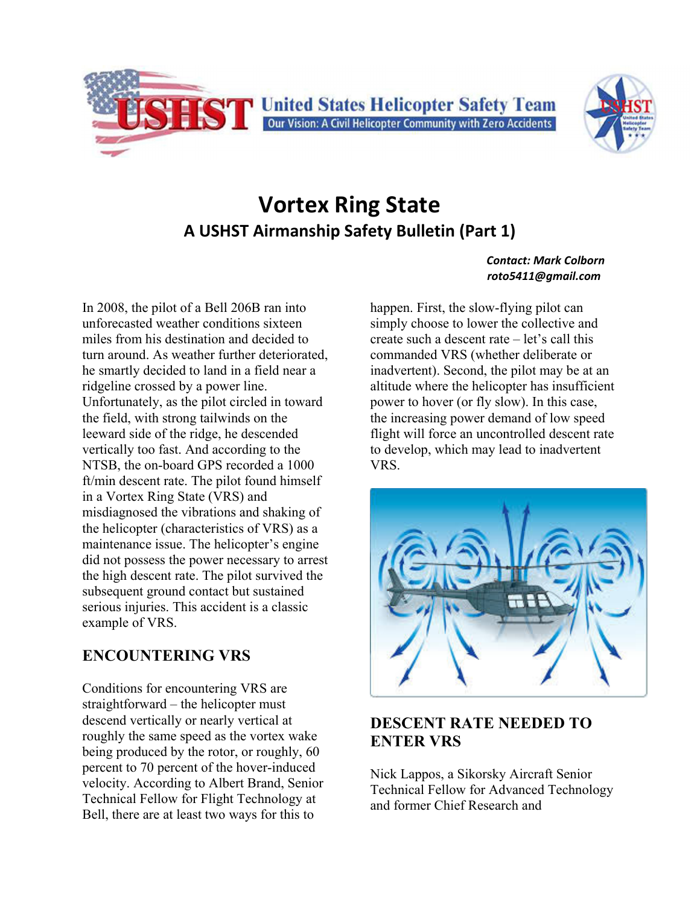# Vortex Ring State

## A USHST Airmanship Safety Bulletin (Part 1)

***Contact: Mark Colborn***
***roto5411@gmail.com***

In 2008, the pilot of a Bell 206B ran into unforecasted weather conditions sixteen miles from his destination and decided to turn around. As weather further deteriorated, he smartly decided to land in a field near a ridgeline crossed by a power line. Unfortunately, as the pilot circled in toward the field, with strong tailwinds on the leeward side of the ridge, he descended vertically too fast. And according to the NTSB, the on-board GPS recorded a 1000 ft/min descent rate. The pilot found himself in a Vortex Ring State (VRS) and misdiagnosed the vibrations and shaking of the helicopter (characteristics of VRS) as a maintenance issue. The helicopter's engine did not possess the power necessary to arrest the high descent rate. The pilot survived the subsequent ground contact but sustained serious injuries. This accident is a classic example of VRS.

## ENCOUNTERING VRS

Conditions for encountering VRS are straightforward – the helicopter must descend vertically or nearly vertical at roughly the same speed as the vortex wake being produced by the rotor, or roughly, 60 percent to 70 percent of the hover-induced velocity. According to Albert Brand, Senior Technical Fellow for Flight Technology at Bell, there are at least two ways for this to happen. First, the slow-flying pilot can simply choose to lower the collective and create such a descent rate – let's call this commanded VRS (whether deliberate or inadvertent). Second, the pilot may be at an altitude where the helicopter has insufficient power to hover (or fly slow). In this case, the increasing power demand of low speed flight will force an uncontrolled descent rate to develop, which may lead to inadvertent VRS.

## DESCENT RATE NEEDED TO ENTER VRS

Nick Lappos, a Sikorsky Aircraft Senior Technical Fellow for Advanced Technology and former Chief Research and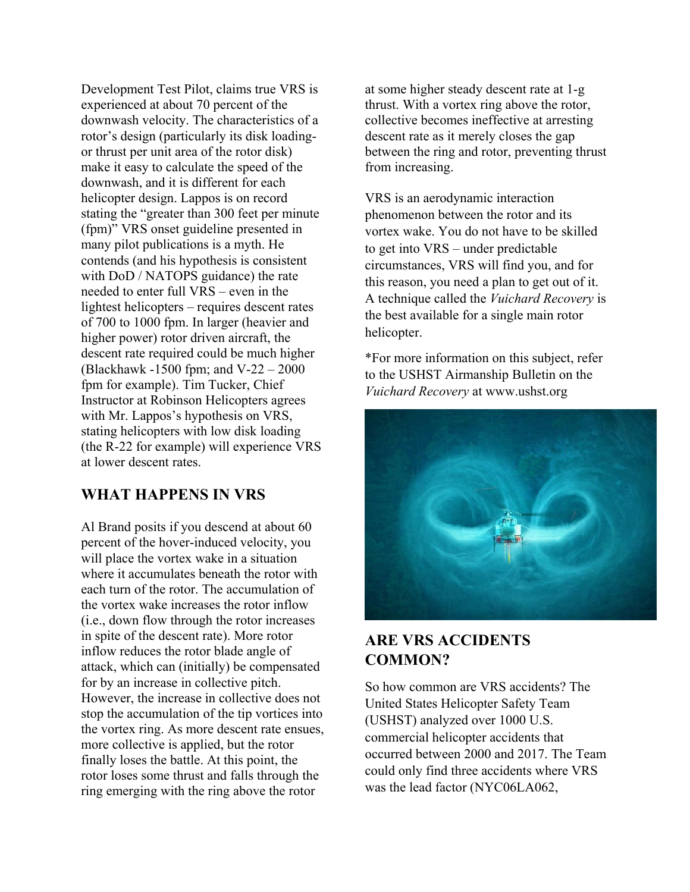Development Test Pilot, claims true VRS is experienced at about 70 percent of the downwash velocity. The characteristics of a rotor's design (particularly its disk loading- or thrust per unit area of the rotor disk) make it easy to calculate the speed of the downwash, and it is different for each helicopter design. Lappos is on record stating the "greater than 300 feet per minute (fpm)" VRS onset guideline presented in many pilot publications is a myth. He contends (and his hypothesis is consistent with DoD / NATOPS guidance) the rate needed to enter full VRS – even in the lightest helicopters – requires descent rates of 700 to 1000 fpm. In larger (heavier and higher power) rotor driven aircraft, the descent rate required could be much higher (Blackhawk -1500 fpm; and V-22 – 2000 fpm for example). Tim Tucker, Chief Instructor at Robinson Helicopters agrees with Mr. Lappos's hypothesis on VRS, stating helicopters with low disk loading (the R-22 for example) will experience VRS at lower descent rates.

## WHAT HAPPENS IN VRS

Al Brand posits if you descend at about 60 percent of the hover-induced velocity, you will place the vortex wake in a situation where it accumulates beneath the rotor with each turn of the rotor. The accumulation of the vortex wake increases the rotor inflow (i.e., down flow through the rotor increases in spite of the descent rate). More rotor inflow reduces the rotor blade angle of attack, which can (initially) be compensated for by an increase in collective pitch. However, the increase in collective does not stop the accumulation of the tip vortices into the vortex ring. As more descent rate ensues, more collective is applied, but the rotor finally loses the battle. At this point, the rotor loses some thrust and falls through the ring emerging with the ring above the rotor at some higher steady descent rate at 1-g thrust. With a vortex ring above the rotor, collective becomes ineffective at arresting descent rate as it merely closes the gap between the ring and rotor, preventing thrust from increasing.

VRS is an aerodynamic interaction phenomenon between the rotor and its vortex wake. You do not have to be skilled to get into VRS – under predictable circumstances, VRS will find you, and for this reason, you need a plan to get out of it. A technique called the *Vuichard Recovery* is the best available for a single main rotor helicopter.

*For more information on this subject, refer to the USHST Airmanship Bulletin on the *Vuichard Recovery* at www.ushst.org

## ARE VRS ACCIDENTS COMMON?

So how common are VRS accidents? The United States Helicopter Safety Team (USHST) analyzed over 1000 U.S. commercial helicopter accidents that occurred between 2000 and 2017. The Team could only find three accidents where VRS was the lead factor (NYC06LA062,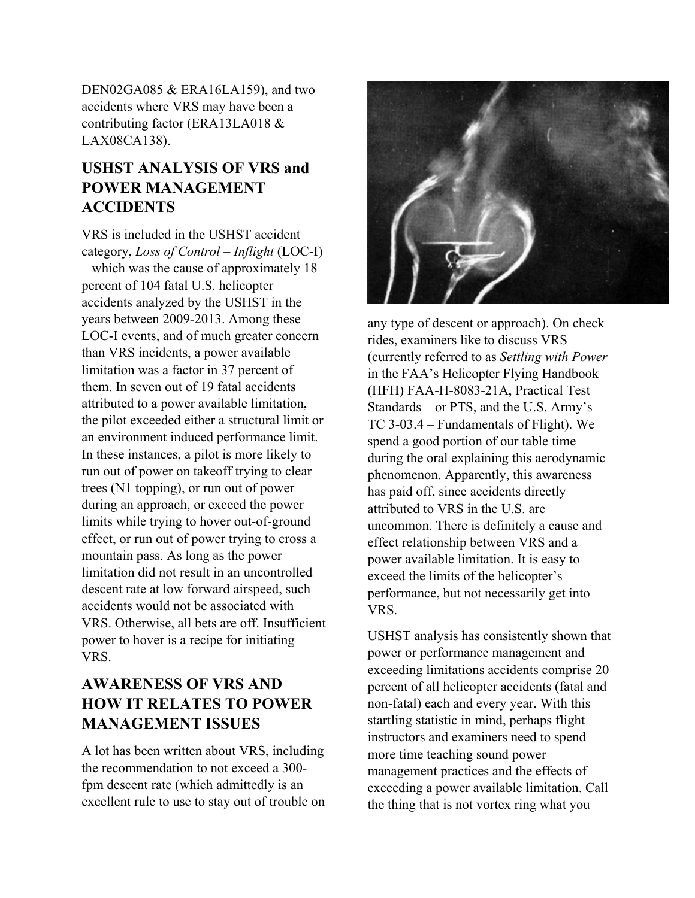DEN02GA085 & ERA16LA159), and two accidents where VRS may have been a contributing factor (ERA13LA018 & LAX08CA138).

## USHST ANALYSIS OF VRS and POWER MANAGEMENT ACCIDENTS

VRS is included in the USHST accident category, *Loss of Control – Inflight* (LOC-I) – which was the cause of approximately 18 percent of 104 fatal U.S. helicopter accidents analyzed by the USHST in the years between 2009-2013. Among these LOC-I events, and of much greater concern than VRS incidents, a power available limitation was a factor in 37 percent of them. In seven out of 19 fatal accidents attributed to a power available limitation, the pilot exceeded either a structural limit or an environment induced performance limit. In these instances, a pilot is more likely to run out of power on takeoff trying to clear trees (N1 topping), or run out of power during an approach, or exceed the power limits while trying to hover out-of-ground effect, or run out of power trying to cross a mountain pass. As long as the power limitation did not result in an uncontrolled descent rate at low forward airspeed, such accidents would not be associated with VRS. Otherwise, all bets are off. Insufficient power to hover is a recipe for initiating VRS.

## AWARENESS OF VRS AND HOW IT RELATES TO POWER MANAGEMENT ISSUES

A lot has been written about VRS, including the recommendation to not exceed a 300-fpm descent rate (which admittedly is an excellent rule to use to stay out of trouble on any type of descent or approach). On check rides, examiners like to discuss VRS (currently referred to as *Settling with Power* in the FAA's Helicopter Flying Handbook (HFH) FAA-H-8083-21A, Practical Test Standards – or PTS, and the U.S. Army's TC 3-03.4 – Fundamentals of Flight). We spend a good portion of our table time during the oral explaining this aerodynamic phenomenon. Apparently, this awareness has paid off, since accidents directly attributed to VRS in the U.S. are uncommon. There is definitely a cause and effect relationship between VRS and a power available limitation. It is easy to exceed the limits of the helicopter's performance, but not necessarily get into VRS.

USHST analysis has consistently shown that power or performance management and exceeding limitations accidents comprise 20 percent of all helicopter accidents (fatal and non-fatal) each and every year. With this startling statistic in mind, perhaps flight instructors and examiners need to spend more time teaching sound power management practices and the effects of exceeding a power available limitation. Call the thing that is not vortex ring what you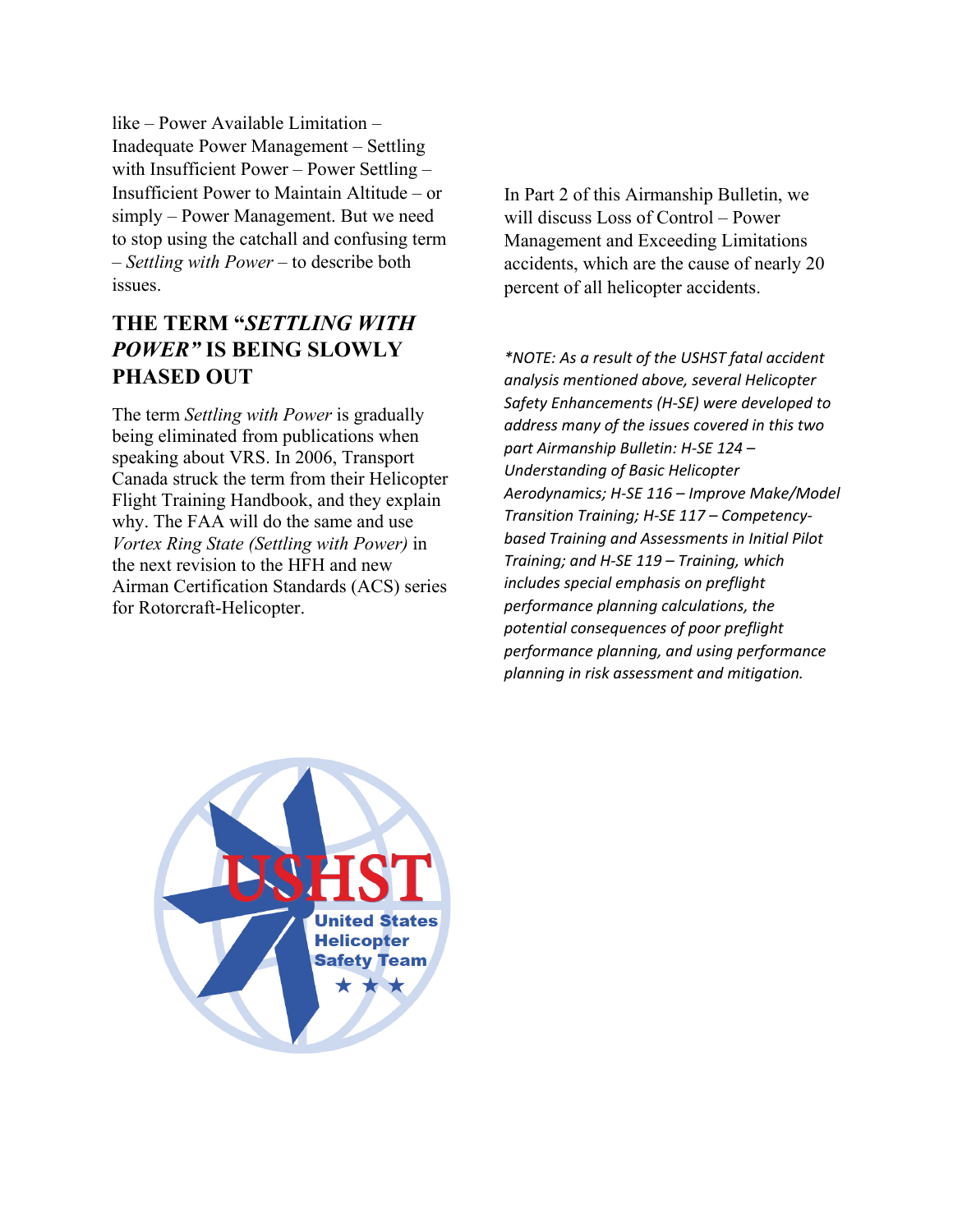like – Power Available Limitation – Inadequate Power Management – Settling with Insufficient Power – Power Settling – Insufficient Power to Maintain Altitude – or simply – Power Management. But we need to stop using the catchall and confusing term – *Settling with Power* – to describe both issues.

## THE TERM "*SETTLING WITH POWER"* IS BEING SLOWLY PHASED OUT

The term *Settling with Power* is gradually being eliminated from publications when speaking about VRS. In 2006, Transport Canada struck the term from their Helicopter Flight Training Handbook, and they explain why. The FAA will do the same and use *Vortex Ring State (Settling with Power)* in the next revision to the HFH and new Airman Certification Standards (ACS) series for Rotorcraft-Helicopter.

In Part 2 of this Airmanship Bulletin, we will discuss Loss of Control – Power Management and Exceeding Limitations accidents, which are the cause of nearly 20 percent of all helicopter accidents.

**NOTE: As a result of the USHST fatal accident analysis mentioned above, several Helicopter Safety Enhancements (H-SE) were developed to address many of the issues covered in this two part Airmanship Bulletin: H-SE 124 – Understanding of Basic Helicopter Aerodynamics; H-SE 116 – Improve Make/Model Transition Training; H-SE 117 – Competency-based Training and Assessments in Initial Pilot Training; and H-SE 119 – Training, which includes special emphasis on preflight performance planning calculations, the potential consequences of poor preflight performance planning, and using performance planning in risk assessment and mitigation.*

USHST
United States Helicopter Safety Team